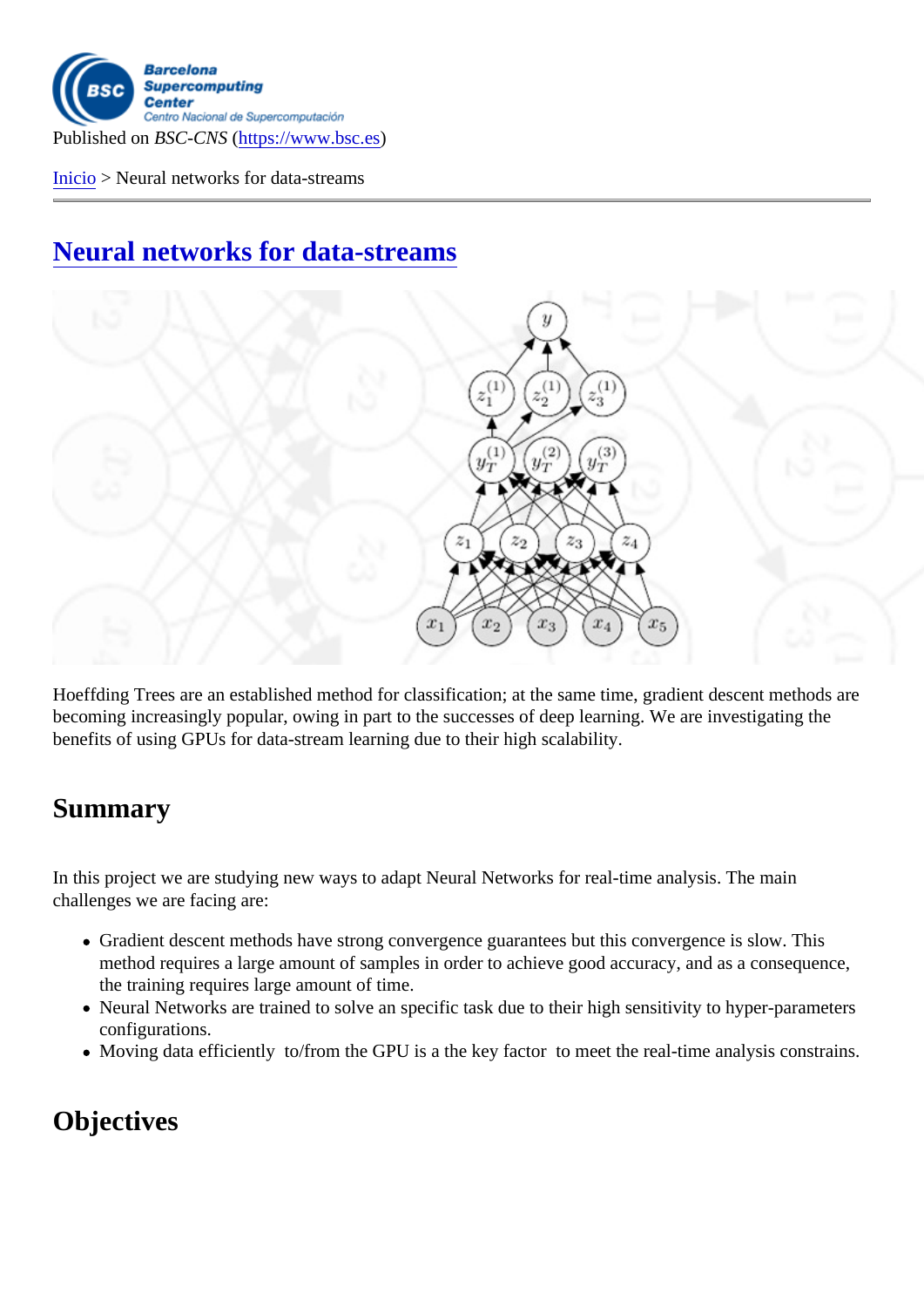Published on *BSC-CNS* (https://www.bsc.es)

Inicio > Neural networks for data-streams

# Neural networks for data-streams

Hoeffding Trees are an established method for classification; at the same time, gradient descent methods are becoming increasingly popular, owing in part to the successes of deep learning. We are investigating the benefits of using GPUs for data-stream learning due to their high scalability.

## Summary

In this project we are studying new ways to adapt Neural Networks for real-time analysis. The main challenges we are facing are:

- Gradient descent methods have strong convergence guarantees but this convergence is slow. This method requires a large amount of samples in order to achieve good accuracy, and as a consequence, the training requires large amount of time.
- Neural Networks are trained to solve an specific task due to their high sensitivity to hyper-parameters configurations.
- Moving data efficiently  to/from the GPU is a the key factor  to meet the real-time analysis constrains.

## Objectives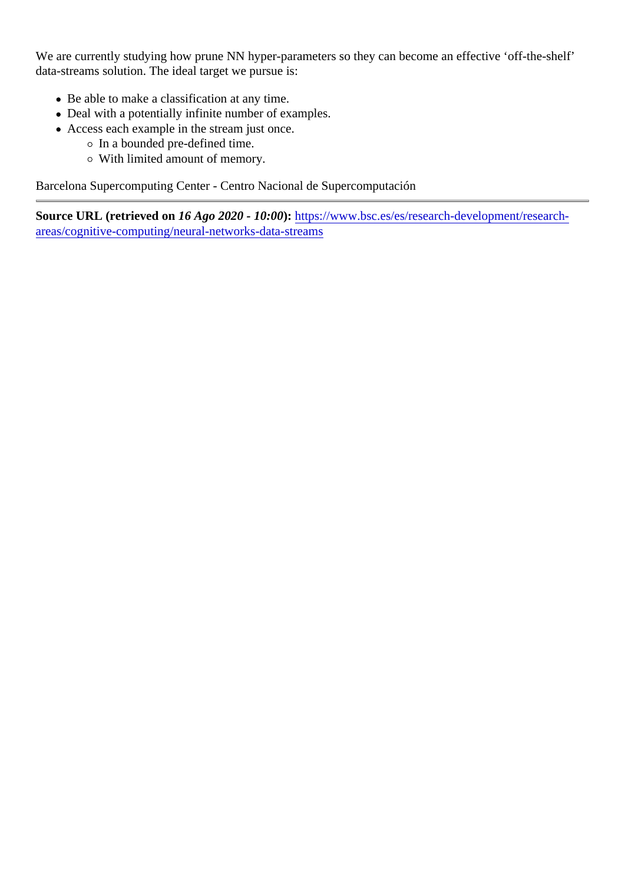We are currently studying how prune NN hyper-parameters so they can become an effective 'off-the-shelf' data-streams solution. The ideal target we pursue is:

- Be able to make a classification at any time.
- Deal with a potentially infinite number of examples.
- Access each example in the stream just once.
    - In a bounded pre-defined time.
    - With limited amount of memory.

Barcelona Supercomputing Center - Centro Nacional de Supercomputación

---

**Source URL (retrieved on** *16 Ago 2020 - 10:00***):** https://www.bsc.es/es/research-development/research-areas/cognitive-computing/neural-networks-data-streams